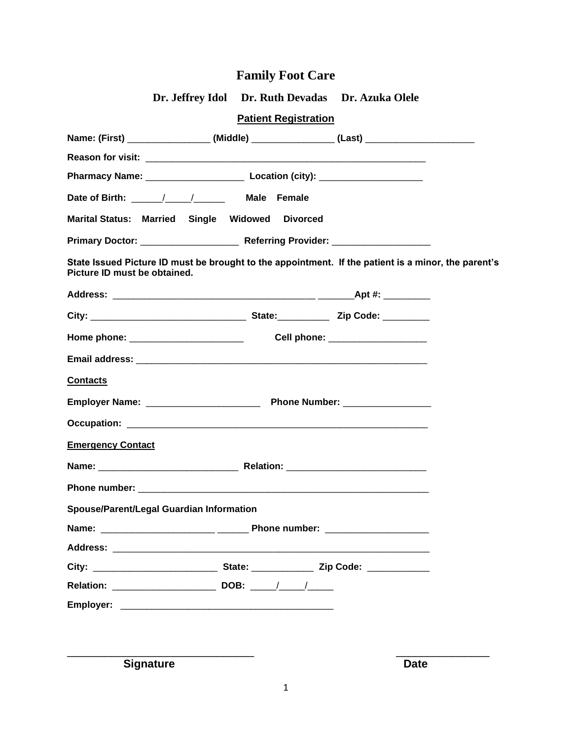# Family Foot Care

**Dr. Jeffrey Idol Dr. Ruth Devadas Dr. Azuka Olele**

## Patient Registration

**Name: (First)** ________________ **(Middle)** ________________ **(Last)** _____________________

**Reason for visit:** ________________________________________________________

**Pharmacy Name:** ___________________ **Location (city):** ____________________

**Date of Birth:** ______/_____/______ **Male Female**

**Marital Status: Married Single Widowed Divorced**

**Primary Doctor:** ___________________ **Referring Provider:** ___________________

**State Issued Picture ID must be brought to the appointment. If the patient is a minor, the parent's Picture ID must be obtained.**

**Address:** ________________________________________ _______**Apt #:** _________

**City:** ______________________________ **State:**__________ **Zip Code:** _________

**Home phone:** ______________________ **Cell phone:** ___________________

**Email address:** __________________________________________________________

**Contacts**

**Employer Name:** ______________________ **Phone Number:** _________________

**Occupation:** ____________________________________________________________

**Emergency Contact**

**Name:** ___________________________ **Relation:** ___________________________

**Phone number:** ___________________________________________________________

**Spouse/Parent/Legal Guardian Information**

**Name:** ______________________ ______ **Phone number:** ____________________

**Address:** ________________________________________________________________

**City:** ________________________ **State:** ____________ **Zip Code:** ____________

**Relation:** ____________________ **DOB:** _____/_____/_____

**Employer:** _________________________________________

________________________________ ________________

**Signature** **Date**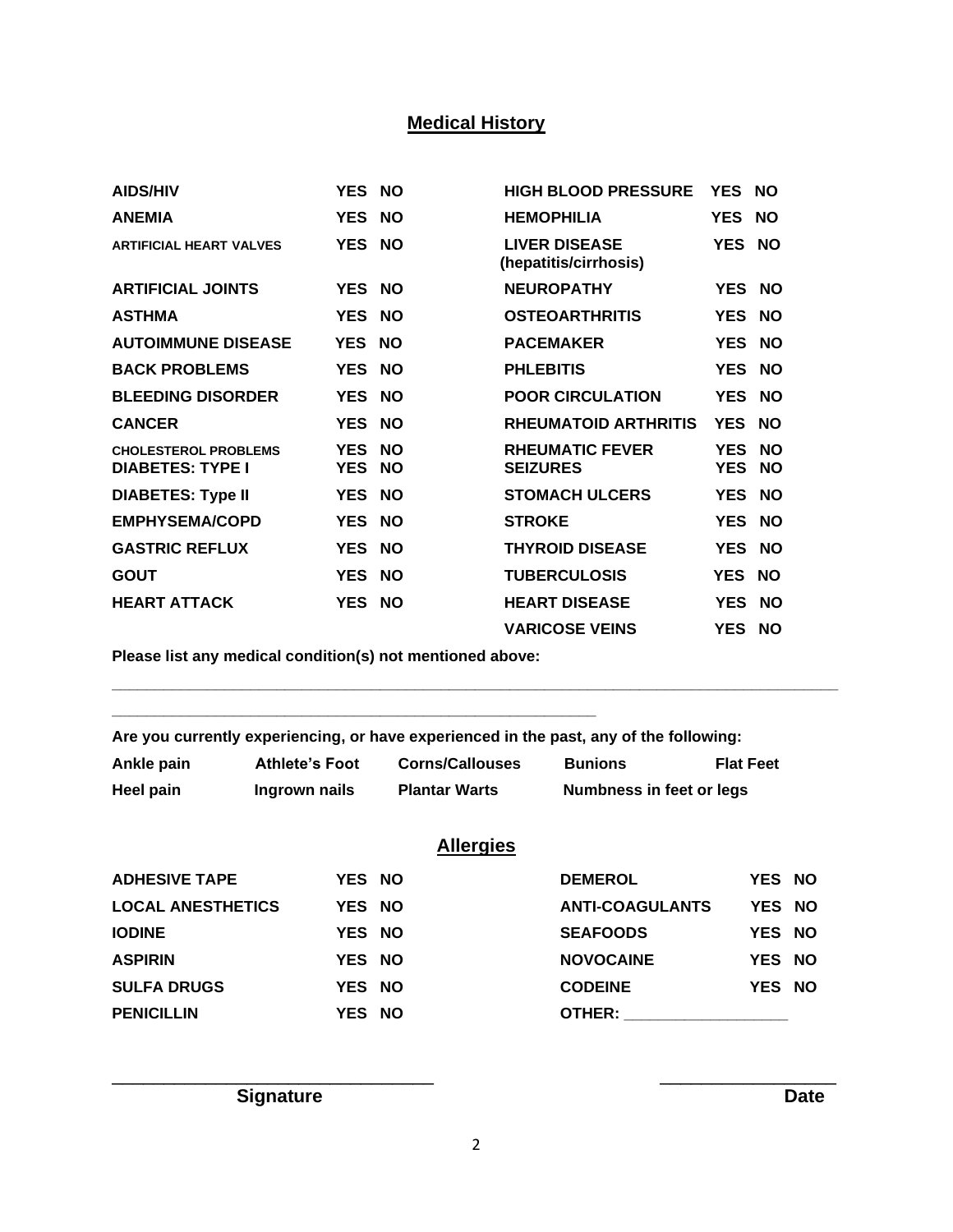## Medical History

| | | | |
|---|---|---|---|
| AIDS/HIV | YES NO | HIGH BLOOD PRESSURE | YES NO |
| ANEMIA | YES NO | HEMOPHILIA | YES NO |
| ARTIFICIAL HEART VALVES | YES NO | LIVER DISEASE (hepatitis/cirrhosis) | YES NO |
| ARTIFICIAL JOINTS | YES NO | NEUROPATHY | YES NO |
| ASTHMA | YES NO | OSTEOARTHRITIS | YES NO |
| AUTOIMMUNE DISEASE | YES NO | PACEMAKER | YES NO |
| BACK PROBLEMS | YES NO | PHLEBITIS | YES NO |
| BLEEDING DISORDER | YES NO | POOR CIRCULATION | YES NO |
| CANCER | YES NO | RHEUMATOID ARTHRITIS | YES NO |
| CHOLESTEROL PROBLEMS | YES NO | RHEUMATIC FEVER | YES NO |
| DIABETES: TYPE I | YES NO | SEIZURES | YES NO |
| DIABETES: Type II | YES NO | STOMACH ULCERS | YES NO |
| EMPHYSEMA/COPD | YES NO | STROKE | YES NO |
| GASTRIC REFLUX | YES NO | THYROID DISEASE | YES NO |
| GOUT | YES NO | TUBERCULOSIS | YES NO |
| HEART ATTACK | YES NO | HEART DISEASE | YES NO |
| | | VARICOSE VEINS | YES NO |

**Please list any medical condition(s) not mentioned above:**

_______________________________________________________________________________

_____________________________________________________

**Are you currently experiencing, or have experienced in the past, any of the following:**

| | | | | |
|---|---|---|---|---|
| Ankle pain | Athlete's Foot | Corns/Callouses | Bunions | Flat Feet |
| Heel pain | Ingrown nails | Plantar Warts | Numbness in feet or legs | |

## Allergies

| | | | |
|---|---|---|---|
| ADHESIVE TAPE | YES NO | DEMEROL | YES NO |
| LOCAL ANESTHETICS | YES NO | ANTI-COAGULANTS | YES NO |
| IODINE | YES NO | SEAFOODS | YES NO |
| ASPIRIN | YES NO | NOVOCAINE | YES NO |
| SULFA DRUGS | YES NO | CODEINE | YES NO |
| PENICILLIN | YES NO | OTHER: __________________ | |

___________________________________ ___________________

**Signature** **Date**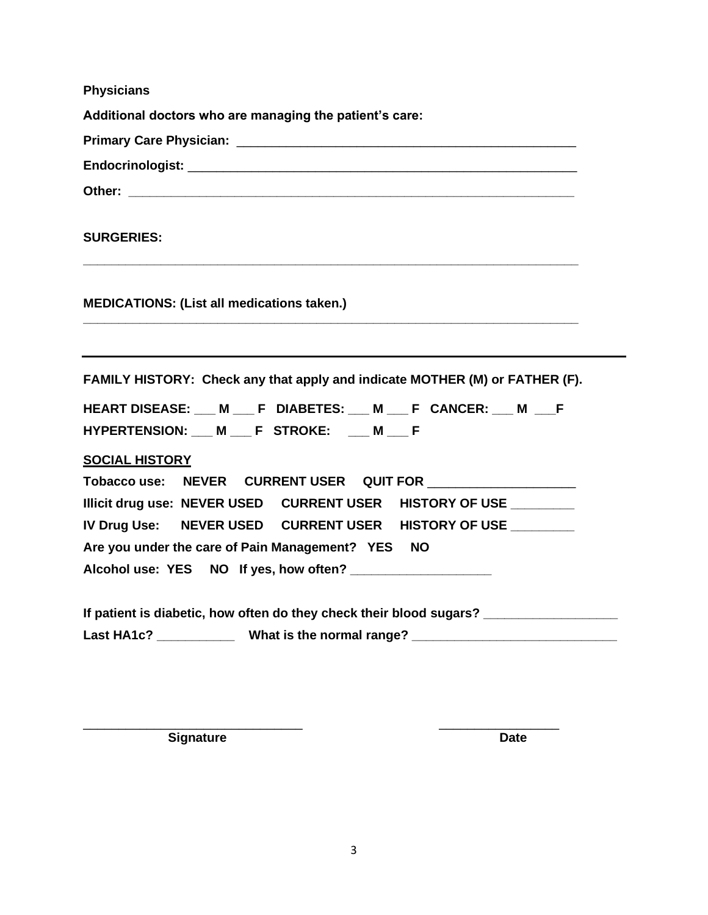**Physicians**

**Additional doctors who are managing the patient's care:**

**Primary Care Physician:** ________________________________________________

**Endocrinologist:** ______________________________________________________

**Other:** ______________________________________________________________

**SURGERIES:**

___________________________________________________________________________

**MEDICATIONS: (List all medications taken.)**

___________________________________________________________________________

---

**FAMILY HISTORY: Check any that apply and indicate MOTHER (M) or FATHER (F).**

**HEART DISEASE: ___ M ___ F DIABETES: ___ M ___ F CANCER: ___ M ___F**

**HYPERTENSION: ___ M ___ F STROKE: ___ M ___ F**

**SOCIAL HISTORY**

**Tobacco use: NEVER CURRENT USER QUIT FOR ____________________**

**Illicit drug use: NEVER USED CURRENT USER HISTORY OF USE _________**

**IV Drug Use: NEVER USED CURRENT USER HISTORY OF USE _________**

**Are you under the care of Pain Management? YES NO**

**Alcohol use: YES NO If yes, how often? ___________________**

**If patient is diabetic, how often do they check their blood sugars? __________________**

**Last HA1c? ___________ What is the normal range? ____________________________**

_______________________________ **Signature**

_________________ **Date**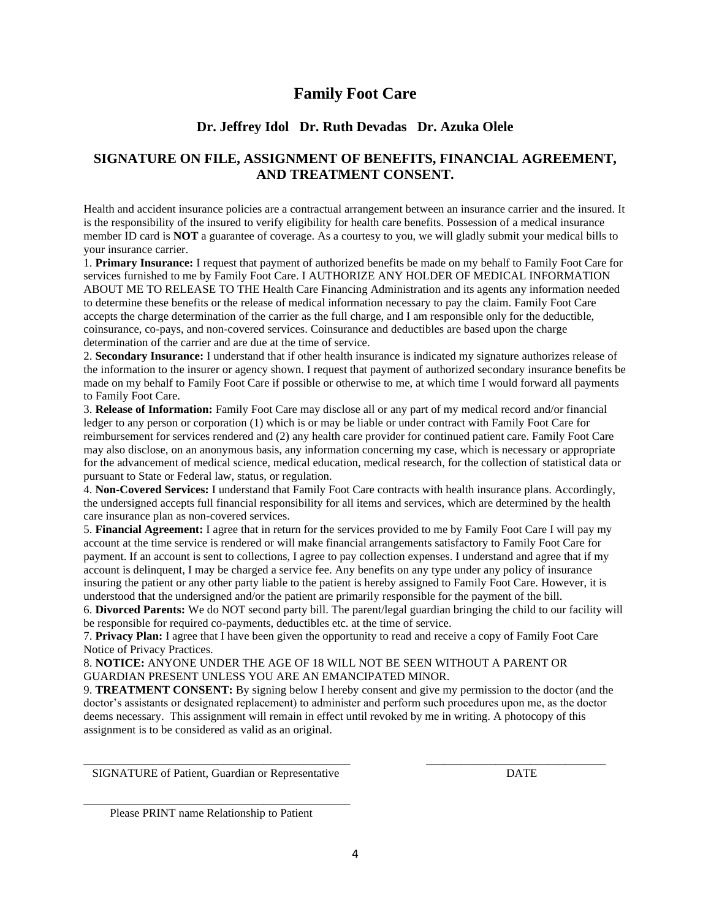# Family Foot Care

## Dr. Jeffrey Idol Dr. Ruth Devadas Dr. Azuka Olele

## SIGNATURE ON FILE, ASSIGNMENT OF BENEFITS, FINANCIAL AGREEMENT, AND TREATMENT CONSENT.

Health and accident insurance policies are a contractual arrangement between an insurance carrier and the insured. It is the responsibility of the insured to verify eligibility for health care benefits. Possession of a medical insurance member ID card is **NOT** a guarantee of coverage. As a courtesy to you, we will gladly submit your medical bills to your insurance carrier.

1. **Primary Insurance:** I request that payment of authorized benefits be made on my behalf to Family Foot Care for services furnished to me by Family Foot Care. I AUTHORIZE ANY HOLDER OF MEDICAL INFORMATION ABOUT ME TO RELEASE TO THE Health Care Financing Administration and its agents any information needed to determine these benefits or the release of medical information necessary to pay the claim. Family Foot Care accepts the charge determination of the carrier as the full charge, and I am responsible only for the deductible, coinsurance, co-pays, and non-covered services. Coinsurance and deductibles are based upon the charge determination of the carrier and are due at the time of service.
2. **Secondary Insurance:** I understand that if other health insurance is indicated my signature authorizes release of the information to the insurer or agency shown. I request that payment of authorized secondary insurance benefits be made on my behalf to Family Foot Care if possible or otherwise to me, at which time I would forward all payments to Family Foot Care.
3. **Release of Information:** Family Foot Care may disclose all or any part of my medical record and/or financial ledger to any person or corporation (1) which is or may be liable or under contract with Family Foot Care for reimbursement for services rendered and (2) any health care provider for continued patient care. Family Foot Care may also disclose, on an anonymous basis, any information concerning my case, which is necessary or appropriate for the advancement of medical science, medical education, medical research, for the collection of statistical data or pursuant to State or Federal law, status, or regulation.
4. **Non-Covered Services:** I understand that Family Foot Care contracts with health insurance plans. Accordingly, the undersigned accepts full financial responsibility for all items and services, which are determined by the health care insurance plan as non-covered services.
5. **Financial Agreement:** I agree that in return for the services provided to me by Family Foot Care I will pay my account at the time service is rendered or will make financial arrangements satisfactory to Family Foot Care for payment. If an account is sent to collections, I agree to pay collection expenses. I understand and agree that if my account is delinquent, I may be charged a service fee. Any benefits on any type under any policy of insurance insuring the patient or any other party liable to the patient is hereby assigned to Family Foot Care. However, it is understood that the undersigned and/or the patient are primarily responsible for the payment of the bill.
6. **Divorced Parents:** We do NOT second party bill. The parent/legal guardian bringing the child to our facility will be responsible for required co-payments, deductibles etc. at the time of service.
7. **Privacy Plan:** I agree that I have been given the opportunity to read and receive a copy of Family Foot Care Notice of Privacy Practices.
8. **NOTICE:** ANYONE UNDER THE AGE OF 18 WILL NOT BE SEEN WITHOUT A PARENT OR GUARDIAN PRESENT UNLESS YOU ARE AN EMANCIPATED MINOR.
9. **TREATMENT CONSENT:** By signing below I hereby consent and give my permission to the doctor (and the doctor's assistants or designated replacement) to administer and perform such procedures upon me, as the doctor deems necessary. This assignment will remain in effect until revoked by me in writing. A photocopy of this assignment is to be considered as valid as an original.

_______________________________________________ _______________________________

SIGNATURE of Patient, Guardian or Representative DATE

_______________________________________________

Please PRINT name Relationship to Patient